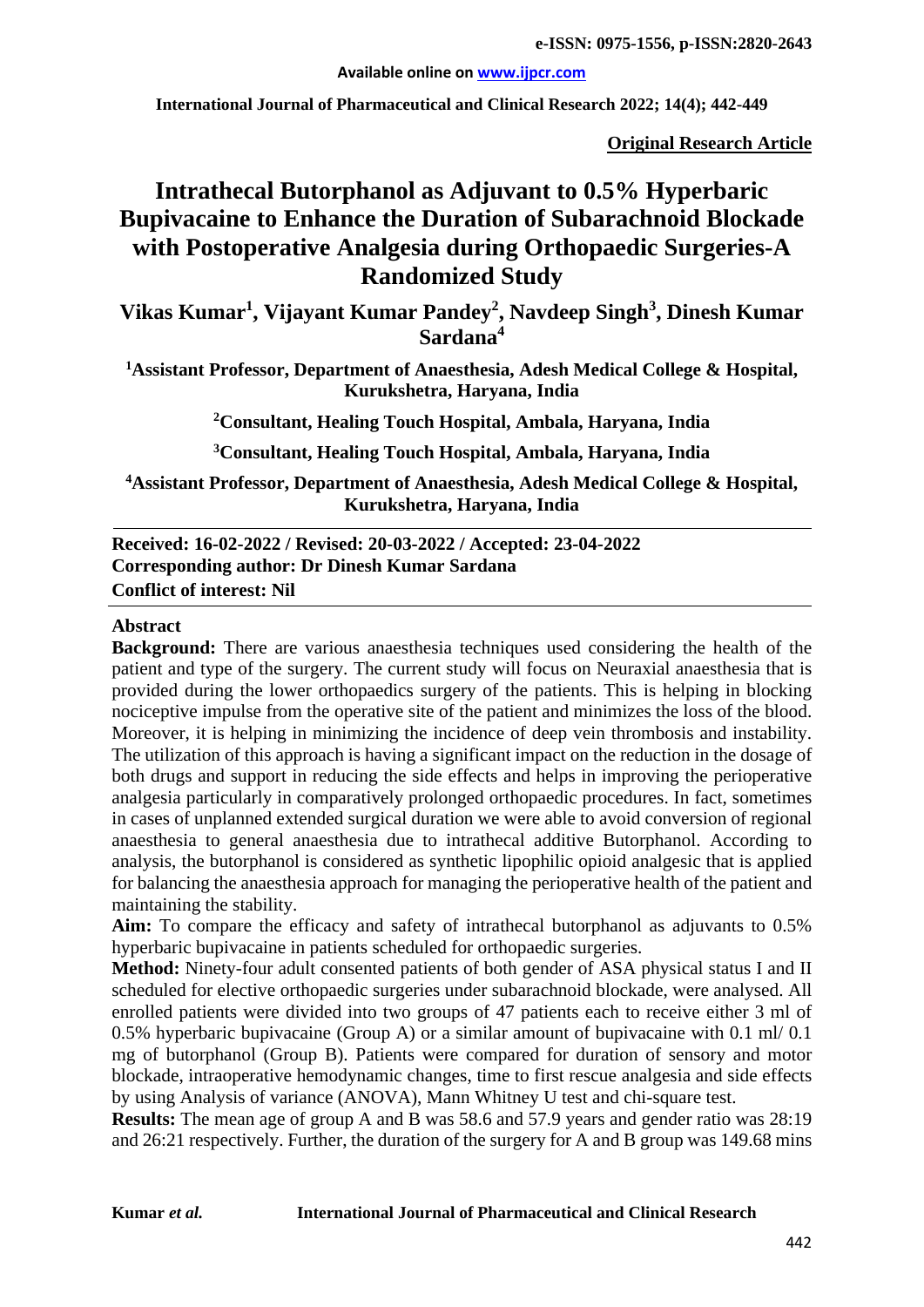**Original Research Article**

# Intrathecal Butorphanol as Adjuvant to 0.5% Hyperbaric Bupivacaine to Enhance the Duration of Subarachnoid Blockade with Postoperative Analgesia during Orthopaedic Surgeries-A Randomized Study

**Vikas Kumar[1], Vijayant Kumar Pandey[2], Navdeep Singh[3], Dinesh Kumar Sardana[4]**

**[1]Assistant Professor, Department of Anaesthesia, Adesh Medical College & Hospital, Kurukshetra, Haryana, India**

**[2]Consultant, Healing Touch Hospital, Ambala, Haryana, India**

**[3]Consultant, Healing Touch Hospital, Ambala, Haryana, India**

**[4]Assistant Professor, Department of Anaesthesia, Adesh Medical College & Hospital, Kurukshetra, Haryana, India**

**Received: 16-02-2022 / Revised: 20-03-2022 / Accepted: 23-04-2022**
**Corresponding author: Dr Dinesh Kumar Sardana**
**Conflict of interest: Nil**

## Abstract

**Background:** There are various anaesthesia techniques used considering the health of the patient and type of the surgery. The current study will focus on Neuraxial anaesthesia that is provided during the lower orthopaedics surgery of the patients. This is helping in blocking nociceptive impulse from the operative site of the patient and minimizes the loss of the blood. Moreover, it is helping in minimizing the incidence of deep vein thrombosis and instability. The utilization of this approach is having a significant impact on the reduction in the dosage of both drugs and support in reducing the side effects and helps in improving the perioperative analgesia particularly in comparatively prolonged orthopaedic procedures. In fact, sometimes in cases of unplanned extended surgical duration we were able to avoid conversion of regional anaesthesia to general anaesthesia due to intrathecal additive Butorphanol. According to analysis, the butorphanol is considered as synthetic lipophilic opioid analgesic that is applied for balancing the anaesthesia approach for managing the perioperative health of the patient and maintaining the stability.

**Aim:** To compare the efficacy and safety of intrathecal butorphanol as adjuvants to 0.5% hyperbaric bupivacaine in patients scheduled for orthopaedic surgeries.

**Method:** Ninety-four adult consented patients of both gender of ASA physical status I and II scheduled for elective orthopaedic surgeries under subarachnoid blockade, were analysed. All enrolled patients were divided into two groups of 47 patients each to receive either 3 ml of 0.5% hyperbaric bupivacaine (Group A) or a similar amount of bupivacaine with 0.1 ml/ 0.1 mg of butorphanol (Group B). Patients were compared for duration of sensory and motor blockade, intraoperative hemodynamic changes, time to first rescue analgesia and side effects by using Analysis of variance (ANOVA), Mann Whitney U test and chi-square test.

**Results:** The mean age of group A and B was 58.6 and 57.9 years and gender ratio was 28:19 and 26:21 respectively. Further, the duration of the surgery for A and B group was 149.68 mins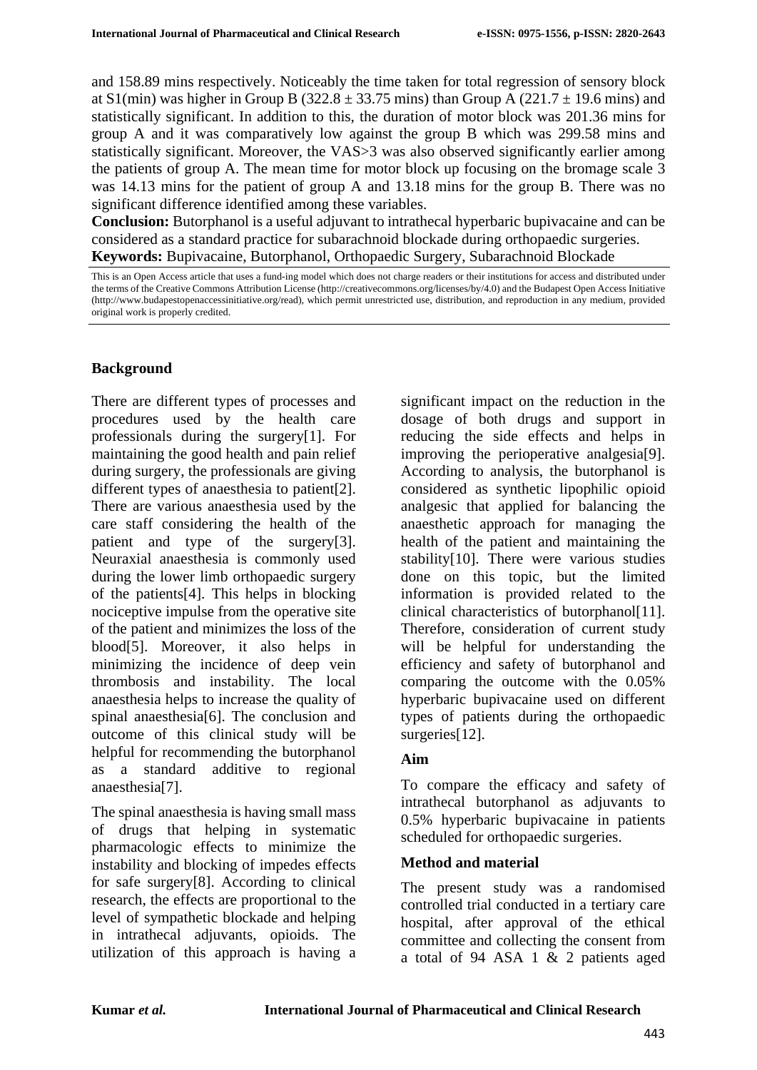and 158.89 mins respectively. Noticeably the time taken for total regression of sensory block at S1(min) was higher in Group B (322.8 ± 33.75 mins) than Group A (221.7 ± 19.6 mins) and statistically significant. In addition to this, the duration of motor block was 201.36 mins for group A and it was comparatively low against the group B which was 299.58 mins and statistically significant. Moreover, the VAS>3 was also observed significantly earlier among the patients of group A. The mean time for motor block up focusing on the bromage scale 3 was 14.13 mins for the patient of group A and 13.18 mins for the group B. There was no significant difference identified among these variables.

**Conclusion:** Butorphanol is a useful adjuvant to intrathecal hyperbaric bupivacaine and can be considered as a standard practice for subarachnoid blockade during orthopaedic surgeries.

**Keywords:** Bupivacaine, Butorphanol, Orthopaedic Surgery, Subarachnoid Blockade

This is an Open Access article that uses a fund-ing model which does not charge readers or their institutions for access and distributed under the terms of the Creative Commons Attribution License (http://creativecommons.org/licenses/by/4.0) and the Budapest Open Access Initiative (http://www.budapestopenaccessinitiative.org/read), which permit unrestricted use, distribution, and reproduction in any medium, provided original work is properly credited.

## Background

There are different types of processes and procedures used by the health care professionals during the surgery[1]. For maintaining the good health and pain relief during surgery, the professionals are giving different types of anaesthesia to patient[2]. There are various anaesthesia used by the care staff considering the health of the patient and type of the surgery[3]. Neuraxial anaesthesia is commonly used during the lower limb orthopaedic surgery of the patients[4]. This helps in blocking nociceptive impulse from the operative site of the patient and minimizes the loss of the blood[5]. Moreover, it also helps in minimizing the incidence of deep vein thrombosis and instability. The local anaesthesia helps to increase the quality of spinal anaesthesia[6]. The conclusion and outcome of this clinical study will be helpful for recommending the butorphanol as a standard additive to regional anaesthesia[7].

The spinal anaesthesia is having small mass of drugs that helping in systematic pharmacologic effects to minimize the instability and blocking of impedes effects for safe surgery[8]. According to clinical research, the effects are proportional to the level of sympathetic blockade and helping in intrathecal adjuvants, opioids. The utilization of this approach is having a significant impact on the reduction in the dosage of both drugs and support in reducing the side effects and helps in improving the perioperative analgesia[9]. According to analysis, the butorphanol is considered as synthetic lipophilic opioid analgesic that applied for balancing the anaesthetic approach for managing the health of the patient and maintaining the stability[10]. There were various studies done on this topic, but the limited information is provided related to the clinical characteristics of butorphanol[11]. Therefore, consideration of current study will be helpful for understanding the efficiency and safety of butorphanol and comparing the outcome with the 0.05% hyperbaric bupivacaine used on different types of patients during the orthopaedic surgeries[12].

## Aim

To compare the efficacy and safety of intrathecal butorphanol as adjuvants to 0.5% hyperbaric bupivacaine in patients scheduled for orthopaedic surgeries.

## Method and material

The present study was a randomised controlled trial conducted in a tertiary care hospital, after approval of the ethical committee and collecting the consent from a total of 94 ASA 1 & 2 patients aged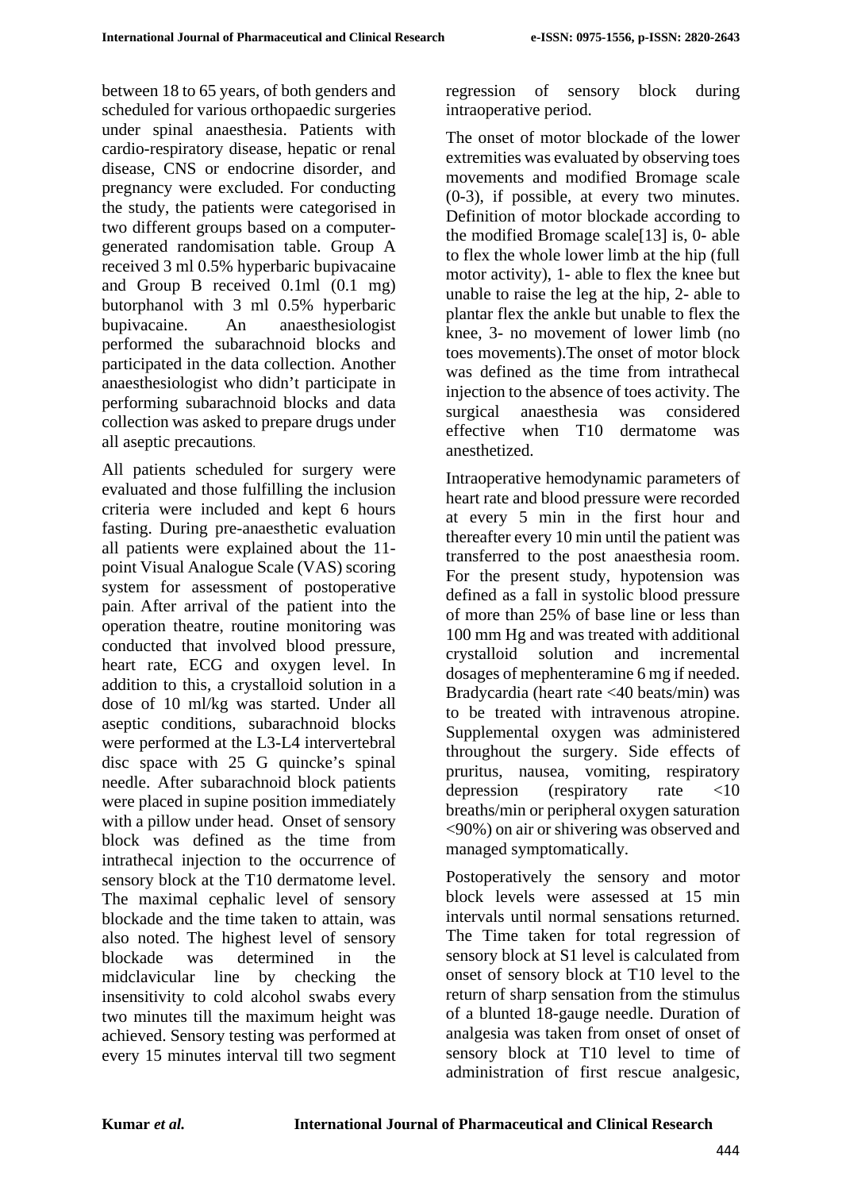between 18 to 65 years, of both genders and scheduled for various orthopaedic surgeries under spinal anaesthesia. Patients with cardio-respiratory disease, hepatic or renal disease, CNS or endocrine disorder, and pregnancy were excluded. For conducting the study, the patients were categorised in two different groups based on a computer-generated randomisation table. Group A received 3 ml 0.5% hyperbaric bupivacaine and Group B received 0.1ml (0.1 mg) butorphanol with 3 ml 0.5% hyperbaric bupivacaine. An anaesthesiologist performed the subarachnoid blocks and participated in the data collection. Another anaesthesiologist who didn't participate in performing subarachnoid blocks and data collection was asked to prepare drugs under all aseptic precautions.

All patients scheduled for surgery were evaluated and those fulfilling the inclusion criteria were included and kept 6 hours fasting. During pre-anaesthetic evaluation all patients were explained about the 11-point Visual Analogue Scale (VAS) scoring system for assessment of postoperative pain. After arrival of the patient into the operation theatre, routine monitoring was conducted that involved blood pressure, heart rate, ECG and oxygen level. In addition to this, a crystalloid solution in a dose of 10 ml/kg was started. Under all aseptic conditions, subarachnoid blocks were performed at the L3-L4 intervertebral disc space with 25 G quincke's spinal needle. After subarachnoid block patients were placed in supine position immediately with a pillow under head. Onset of sensory block was defined as the time from intrathecal injection to the occurrence of sensory block at the T10 dermatome level. The maximal cephalic level of sensory blockade and the time taken to attain, was also noted. The highest level of sensory blockade was determined in the midclavicular line by checking the insensitivity to cold alcohol swabs every two minutes till the maximum height was achieved. Sensory testing was performed at every 15 minutes interval till two segment regression of sensory block during intraoperative period.

The onset of motor blockade of the lower extremities was evaluated by observing toes movements and modified Bromage scale (0-3), if possible, at every two minutes. Definition of motor blockade according to the modified Bromage scale[13] is, 0- able to flex the whole lower limb at the hip (full motor activity), 1- able to flex the knee but unable to raise the leg at the hip, 2- able to plantar flex the ankle but unable to flex the knee, 3- no movement of lower limb (no toes movements).The onset of motor block was defined as the time from intrathecal injection to the absence of toes activity. The surgical anaesthesia was considered effective when T10 dermatome was anesthetized.

Intraoperative hemodynamic parameters of heart rate and blood pressure were recorded at every 5 min in the first hour and thereafter every 10 min until the patient was transferred to the post anaesthesia room. For the present study, hypotension was defined as a fall in systolic blood pressure of more than 25% of base line or less than 100 mm Hg and was treated with additional crystalloid solution and incremental dosages of mephenteramine 6 mg if needed. Bradycardia (heart rate <40 beats/min) was to be treated with intravenous atropine. Supplemental oxygen was administered throughout the surgery. Side effects of pruritus, nausea, vomiting, respiratory depression (respiratory rate <10 breaths/min or peripheral oxygen saturation <90%) on air or shivering was observed and managed symptomatically.

Postoperatively the sensory and motor block levels were assessed at 15 min intervals until normal sensations returned. The Time taken for total regression of sensory block at S1 level is calculated from onset of sensory block at T10 level to the return of sharp sensation from the stimulus of a blunted 18-gauge needle. Duration of analgesia was taken from onset of onset of sensory block at T10 level to time of administration of first rescue analgesic,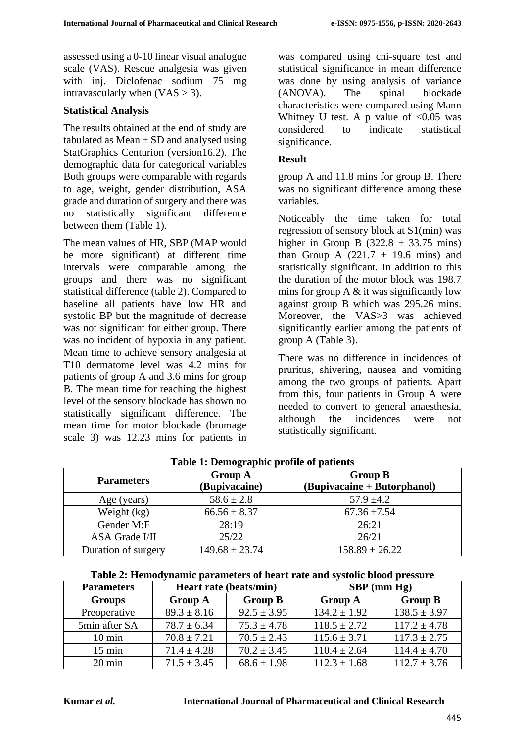assessed using a 0-10 linear visual analogue scale (VAS). Rescue analgesia was given with inj. Diclofenac sodium 75 mg intravascularly when (VAS > 3).

**Statistical Analysis**

The results obtained at the end of study are tabulated as Mean ± SD and analysed using StatGraphics Centurion (version16.2). The demographic data for categorical variables was compared using chi-square test and statistical significance in mean difference was done by using analysis of variance (ANOVA). The spinal blockade characteristics were compared using Mann Whitney U test. A p value of <0.05 was considered to indicate statistical significance.

**Result**

Both groups were comparable with regards to age, weight, gender distribution, ASA grade and duration of surgery and there was no statistically significant difference between them (Table 1).

The mean values of HR, SBP (MAP would be more significant) at different time intervals were comparable among the groups and there was no significant statistical difference (table 2). Compared to baseline all patients have low HR and systolic BP but the magnitude of decrease was not significant for either group. There was no incident of hypoxia in any patient. Mean time to achieve sensory analgesia at T10 dermatome level was 4.2 mins for patients of group A and 3.6 mins for group B. The mean time for reaching the highest level of the sensory blockade has shown no statistically significant difference. The mean time for motor blockade (bromage scale 3) was 12.23 mins for patients in group A and 11.8 mins for group B. There was no significant difference among these variables.

Noticeably the time taken for total regression of sensory block at S1(min) was higher in Group B (322.8 ± 33.75 mins) than Group A (221.7 ± 19.6 mins) and statistically significant. In addition to this the duration of the motor block was 198.7 mins for group A & it was significantly low against group B which was 295.26 mins. Moreover, the VAS>3 was achieved significantly earlier among the patients of group A (Table 3).

There was no difference in incidences of pruritus, shivering, nausea and vomiting among the two groups of patients. Apart from this, four patients in Group A were needed to convert to general anaesthesia, although the incidences were not statistically significant.

**Table 1: Demographic profile of patients**

| Parameters | Group A (Bupivacaine) | Group B (Bupivacaine + Butorphanol) |
|---|---|---|
| Age (years) | 58.6 ± 2.8 | 57.9 ±4.2 |
| Weight (kg) | 66.56 ± 8.37 | 67.36 ±7.54 |
| Gender M:F | 28:19 | 26:21 |
| ASA Grade I/II | 25/22 | 26/21 |
| Duration of surgery | 149.68 ± 23.74 | 158.89 ± 26.22 |

**Table 2: Hemodynamic parameters of heart rate and systolic blood pressure**

| Parameters | Heart rate (beats/min) | | SBP (mm Hg) | |
|---|---|---|---|---|
| Groups | Group A | Group B | Group A | Group B |
| Preoperative | 89.3 ± 8.16 | 92.5 ± 3.95 | 134.2 ± 1.92 | 138.5 ± 3.97 |
| 5min after SA | 78.7 ± 6.34 | 75.3 ± 4.78 | 118.5 ± 2.72 | 117.2 ± 4.78 |
| 10 min | 70.8 ± 7.21 | 70.5 ± 2.43 | 115.6 ± 3.71 | 117.3 ± 2.75 |
| 15 min | 71.4 ± 4.28 | 70.2 ± 3.45 | 110.4 ± 2.64 | 114.4 ± 4.70 |
| 20 min | 71.5 ± 3.45 | 68.6 ± 1.98 | 112.3 ± 1.68 | 112.7 ± 3.76 |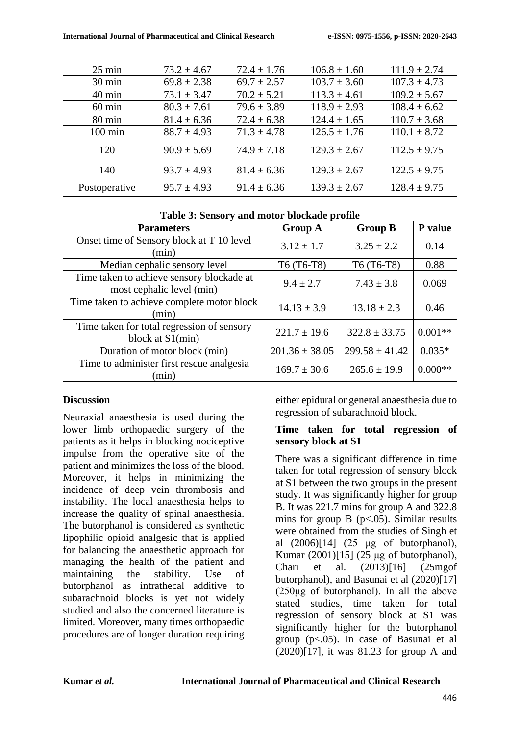| 25 min | 73.2 ± 4.67 | 72.4 ± 1.76 | 106.8 ± 1.60 | 111.9 ± 2.74 |
|---|---|---|---|---|
| 30 min | 69.8 ± 2.38 | 69.7 ± 2.57 | 103.7 ± 3.60 | 107.3 ± 4.73 |
| 40 min | 73.1 ± 3.47 | 70.2 ± 5.21 | 113.3 ± 4.61 | 109.2 ± 5.67 |
| 60 min | 80.3 ± 7.61 | 79.6 ± 3.89 | 118.9 ± 2.93 | 108.4 ± 6.62 |
| 80 min | 81.4 ± 6.36 | 72.4 ± 6.38 | 124.4 ± 1.65 | 110.7 ± 3.68 |
| 100 min | 88.7 ± 4.93 | 71.3 ± 4.78 | 126.5 ± 1.76 | 110.1 ± 8.72 |
| 120 | 90.9 ± 5.69 | 74.9 ± 7.18 | 129.3 ± 2.67 | 112.5 ± 9.75 |
| 140 | 93.7 ± 4.93 | 81.4 ± 6.36 | 129.3 ± 2.67 | 122.5 ± 9.75 |
| Postoperative | 95.7 ± 4.93 | 91.4 ± 6.36 | 139.3 ± 2.67 | 128.4 ± 9.75 |

**Table 3: Sensory and motor blockade profile**

| Parameters | Group A | Group B | P value |
|---|---|---|---|
| Onset time of Sensory block at T 10 level (min) | 3.12 ± 1.7 | 3.25 ± 2.2 | 0.14 |
| Median cephalic sensory level | T6 (T6-T8) | T6 (T6-T8) | 0.88 |
| Time taken to achieve sensory blockade at most cephalic level (min) | 9.4 ± 2.7 | 7.43 ± 3.8 | 0.069 |
| Time taken to achieve complete motor block (min) | 14.13 ± 3.9 | 13.18 ± 2.3 | 0.46 |
| Time taken for total regression of sensory block at S1(min) | 221.7 ± 19.6 | 322.8 ± 33.75 | 0.001** |
| Duration of motor block (min) | 201.36 ± 38.05 | 299.58 ± 41.42 | 0.035* |
| Time to administer first rescue analgesia (min) | 169.7 ± 30.6 | 265.6 ± 19.9 | 0.000** |

## Discussion

Neuraxial anaesthesia is used during the lower limb orthopaedic surgery of the patients as it helps in blocking nociceptive impulse from the operative site of the patient and minimizes the loss of the blood. Moreover, it helps in minimizing the incidence of deep vein thrombosis and instability. The local anaesthesia helps to increase the quality of spinal anaesthesia. The butorphanol is considered as synthetic lipophilic opioid analgesic that is applied for balancing the anaesthetic approach for managing the health of the patient and maintaining the stability. Use of butorphanol as intrathecal additive to subarachnoid blocks is yet not widely studied and also the concerned literature is limited. Moreover, many times orthopaedic procedures are of longer duration requiring either epidural or general anaesthesia due to regression of subarachnoid block.

### Time taken for total regression of sensory block at S1

There was a significant difference in time taken for total regression of sensory block at S1 between the two groups in the present study. It was significantly higher for group B. It was 221.7 mins for group A and 322.8 mins for group B ($p<.05$). Similar results were obtained from the studies of Singh et al (2006)[14] (25 μg of butorphanol), Kumar (2001)[15] (25 μg of butorphanol), Chari et al. (2013)[16] (25mgof butorphanol), and Basunai et al (2020)[17] (250μg of butorphanol). In all the above stated studies, time taken for total regression of sensory block at S1 was significantly higher for the butorphanol group ($p<.05$). In case of Basunai et al (2020)[17], it was 81.23 for group A and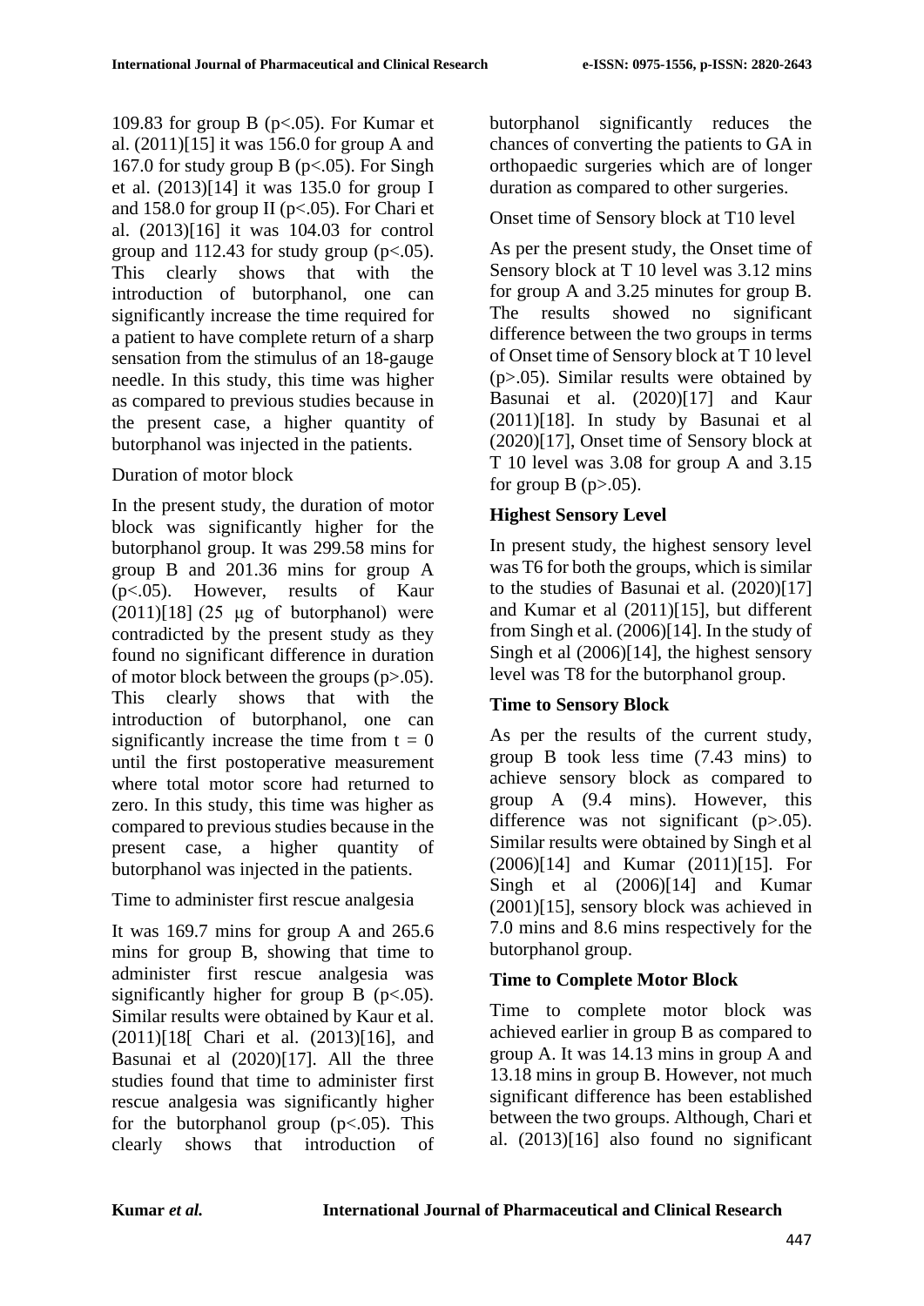109.83 for group B ($p<.05$). For Kumar et al. (2011)[15] it was 156.0 for group A and 167.0 for study group B ($p<.05$). For Singh et al. (2013)[14] it was 135.0 for group I and 158.0 for group II ($p<.05$). For Chari et al. (2013)[16] it was 104.03 for control group and 112.43 for study group ($p<.05$). This clearly shows that with the introduction of butorphanol, one can significantly increase the time required for a patient to have complete return of a sharp sensation from the stimulus of an 18-gauge needle. In this study, this time was higher as compared to previous studies because in the present case, a higher quantity of butorphanol was injected in the patients.

Duration of motor block

In the present study, the duration of motor block was significantly higher for the butorphanol group. It was 299.58 mins for group B and 201.36 mins for group A ($p<.05$). However, results of Kaur (2011)[18] (25 μg of butorphanol) were contradicted by the present study as they found no significant difference in duration of motor block between the groups ($p>.05$). This clearly shows that with the introduction of butorphanol, one can significantly increase the time from $t = 0$ until the first postoperative measurement where total motor score had returned to zero. In this study, this time was higher as compared to previous studies because in the present case, a higher quantity of butorphanol was injected in the patients.

Time to administer first rescue analgesia

It was 169.7 mins for group A and 265.6 mins for group B, showing that time to administer first rescue analgesia was significantly higher for group B ($p<.05$). Similar results were obtained by Kaur et al. (2011)[18[ Chari et al. (2013)[16], and Basunai et al (2020)[17]. All the three studies found that time to administer first rescue analgesia was significantly higher for the butorphanol group ($p<.05$). This clearly shows that introduction of butorphanol significantly reduces the chances of converting the patients to GA in orthopaedic surgeries which are of longer duration as compared to other surgeries.

Onset time of Sensory block at T10 level

As per the present study, the Onset time of Sensory block at T 10 level was 3.12 mins for group A and 3.25 minutes for group B. The results showed no significant difference between the two groups in terms of Onset time of Sensory block at T 10 level ($p>.05$). Similar results were obtained by Basunai et al. (2020)[17] and Kaur (2011)[18]. In study by Basunai et al (2020)[17], Onset time of Sensory block at T 10 level was 3.08 for group A and 3.15 for group B ($p>.05$).

**Highest Sensory Level**

In present study, the highest sensory level was T6 for both the groups, which is similar to the studies of Basunai et al. (2020)[17] and Kumar et al (2011)[15], but different from Singh et al. (2006)[14]. In the study of Singh et al (2006)[14], the highest sensory level was T8 for the butorphanol group.

**Time to Sensory Block**

As per the results of the current study, group B took less time (7.43 mins) to achieve sensory block as compared to group A (9.4 mins). However, this difference was not significant ($p>.05$). Similar results were obtained by Singh et al (2006)[14] and Kumar (2011)[15]. For Singh et al (2006)[14] and Kumar (2001)[15], sensory block was achieved in 7.0 mins and 8.6 mins respectively for the butorphanol group.

**Time to Complete Motor Block**

Time to complete motor block was achieved earlier in group B as compared to group A. It was 14.13 mins in group A and 13.18 mins in group B. However, not much significant difference has been established between the two groups. Although, Chari et al. (2013)[16] also found no significant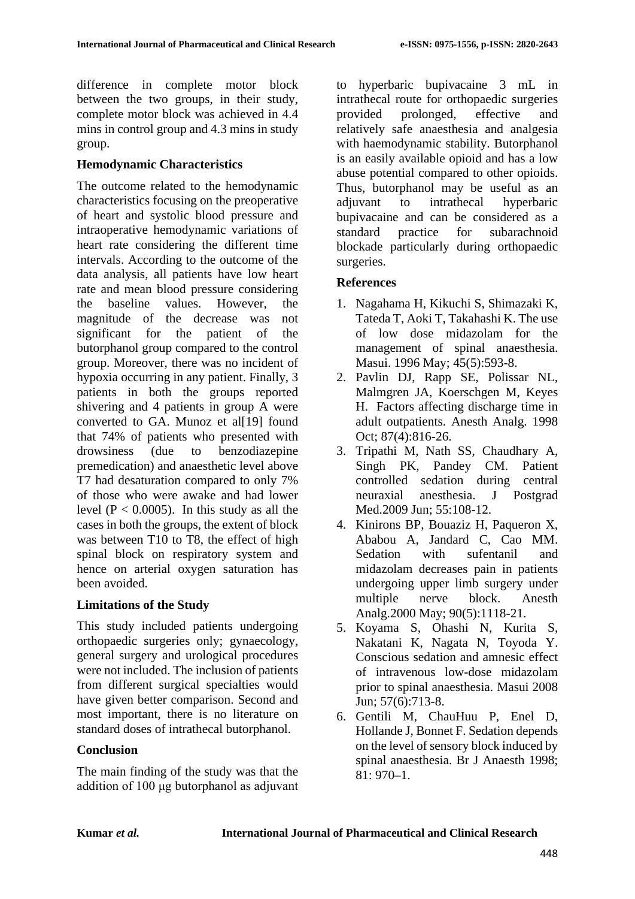difference in complete motor block between the two groups, in their study, complete motor block was achieved in 4.4 mins in control group and 4.3 mins in study group.

### Hemodynamic Characteristics

The outcome related to the hemodynamic characteristics focusing on the preoperative of heart and systolic blood pressure and intraoperative hemodynamic variations of heart rate considering the different time intervals. According to the outcome of the data analysis, all patients have low heart rate and mean blood pressure considering the baseline values. However, the magnitude of the decrease was not significant for the patient of the butorphanol group compared to the control group. Moreover, there was no incident of hypoxia occurring in any patient. Finally, 3 patients in both the groups reported shivering and 4 patients in group A were converted to GA. Munoz et al[19] found that 74% of patients who presented with drowsiness (due to benzodiazepine premedication) and anaesthetic level above T7 had desaturation compared to only 7% of those who were awake and had lower level ($P < 0.0005$). In this study as all the cases in both the groups, the extent of block was between T10 to T8, the effect of high spinal block on respiratory system and hence on arterial oxygen saturation has been avoided.

### Limitations of the Study

This study included patients undergoing orthopaedic surgeries only; gynaecology, general surgery and urological procedures were not included. The inclusion of patients from different surgical specialties would have given better comparison. Second and most important, there is no literature on standard doses of intrathecal butorphanol.

### Conclusion

The main finding of the study was that the addition of 100 μg butorphanol as adjuvant to hyperbaric bupivacaine 3 mL in intrathecal route for orthopaedic surgeries provided prolonged, effective and relatively safe anaesthesia and analgesia with haemodynamic stability. Butorphanol is an easily available opioid and has a low abuse potential compared to other opioids. Thus, butorphanol may be useful as an adjuvant to intrathecal hyperbaric bupivacaine and can be considered as a standard practice for subarachnoid blockade particularly during orthopaedic surgeries.

### References

1. Nagahama H, Kikuchi S, Shimazaki K, Tateda T, Aoki T, Takahashi K. The use of low dose midazolam for the management of spinal anaesthesia. Masui. 1996 May; 45(5):593-8.
2. Pavlin DJ, Rapp SE, Polissar NL, Malmgren JA, Koerschgen M, Keyes H. Factors affecting discharge time in adult outpatients. Anesth Analg. 1998 Oct; 87(4):816-26.
3. Tripathi M, Nath SS, Chaudhary A, Singh PK, Pandey CM. Patient controlled sedation during central neuraxial anesthesia. J Postgrad Med.2009 Jun; 55:108-12.
4. Kinirons BP, Bouaziz H, Paqueron X, Ababou A, Jandard C, Cao MM. Sedation with sufentanil and midazolam decreases pain in patients undergoing upper limb surgery under multiple nerve block. Anesth Analg.2000 May; 90(5):1118-21.
5. Koyama S, Ohashi N, Kurita S, Nakatani K, Nagata N, Toyoda Y. Conscious sedation and amnesic effect of intravenous low-dose midazolam prior to spinal anaesthesia. Masui 2008 Jun; 57(6):713-8.
6. Gentili M, ChauHuu P, Enel D, Hollande J, Bonnet F. Sedation depends on the level of sensory block induced by spinal anaesthesia. Br J Anaesth 1998; 81: 970–1.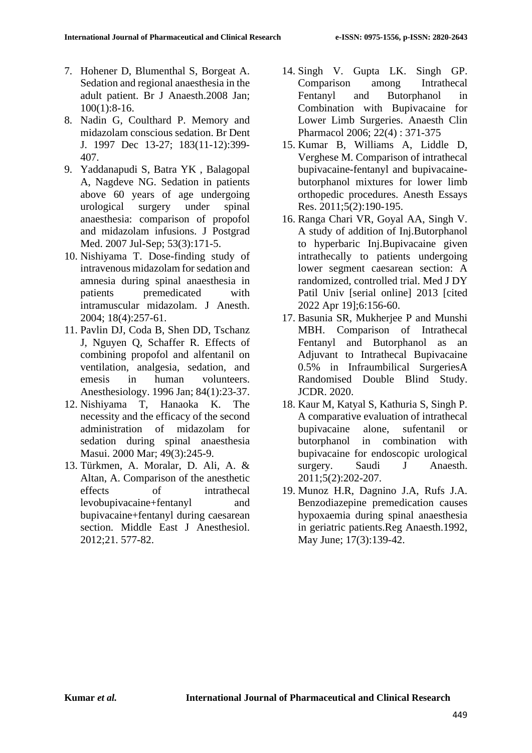7. Hohener D, Blumenthal S, Borgeat A. Sedation and regional anaesthesia in the adult patient. Br J Anaesth.2008 Jan; 100(1):8-16.
8. Nadin G, Coulthard P. Memory and midazolam conscious sedation. Br Dent J. 1997 Dec 13-27; 183(11-12):399-407.
9. Yaddanapudi S, Batra YK , Balagopal A, Nagdeve NG. Sedation in patients above 60 years of age undergoing urological surgery under spinal anaesthesia: comparison of propofol and midazolam infusions. J Postgrad Med. 2007 Jul-Sep; 53(3):171-5.
10. Nishiyama T. Dose-finding study of intravenous midazolam for sedation and amnesia during spinal anaesthesia in patients premedicated with intramuscular midazolam. J Anesth. 2004; 18(4):257-61.
11. Pavlin DJ, Coda B, Shen DD, Tschanz J, Nguyen Q, Schaffer R. Effects of combining propofol and alfentanil on ventilation, analgesia, sedation, and emesis in human volunteers. Anesthesiology. 1996 Jan; 84(1):23-37.
12. Nishiyama T, Hanaoka K. The necessity and the efficacy of the second administration of midazolam for sedation during spinal anaesthesia Masui. 2000 Mar; 49(3):245-9.
13. Türkmen, A. Moralar, D. Ali, A. & Altan, A. Comparison of the anesthetic effects of intrathecal levobupivacaine+fentanyl and bupivacaine+fentanyl during caesarean section. Middle East J Anesthesiol. 2012;21. 577-82.
14. Singh V. Gupta LK. Singh GP. Comparison among Intrathecal Fentanyl and Butorphanol in Combination with Bupivacaine for Lower Limb Surgeries. Anaesth Clin Pharmacol 2006; 22(4) : 371-375
15. Kumar B, Williams A, Liddle D, Verghese M. Comparison of intrathecal bupivacaine-fentanyl and bupivacaine-butorphanol mixtures for lower limb orthopedic procedures. Anesth Essays Res. 2011;5(2):190-195.
16. Ranga Chari VR, Goyal AA, Singh V. A study of addition of Inj.Butorphanol to hyperbaric Inj.Bupivacaine given intrathecally to patients undergoing lower segment caesarean section: A randomized, controlled trial. Med J DY Patil Univ [serial online] 2013 [cited 2022 Apr 19];6:156-60.
17. Basunia SR, Mukherjee P and Munshi MBH. Comparison of Intrathecal Fentanyl and Butorphanol as an Adjuvant to Intrathecal Bupivacaine 0.5% in Infraumbilical SurgeriesA Randomised Double Blind Study. JCDR. 2020.
18. Kaur M, Katyal S, Kathuria S, Singh P. A comparative evaluation of intrathecal bupivacaine alone, sufentanil or butorphanol in combination with bupivacaine for endoscopic urological surgery. Saudi J Anaesth. 2011;5(2):202-207.
19. Munoz H.R, Dagnino J.A, Rufs J.A. Benzodiazepine premedication causes hypoxaemia during spinal anaesthesia in geriatric patients.Reg Anaesth.1992, May June; 17(3):139-42.